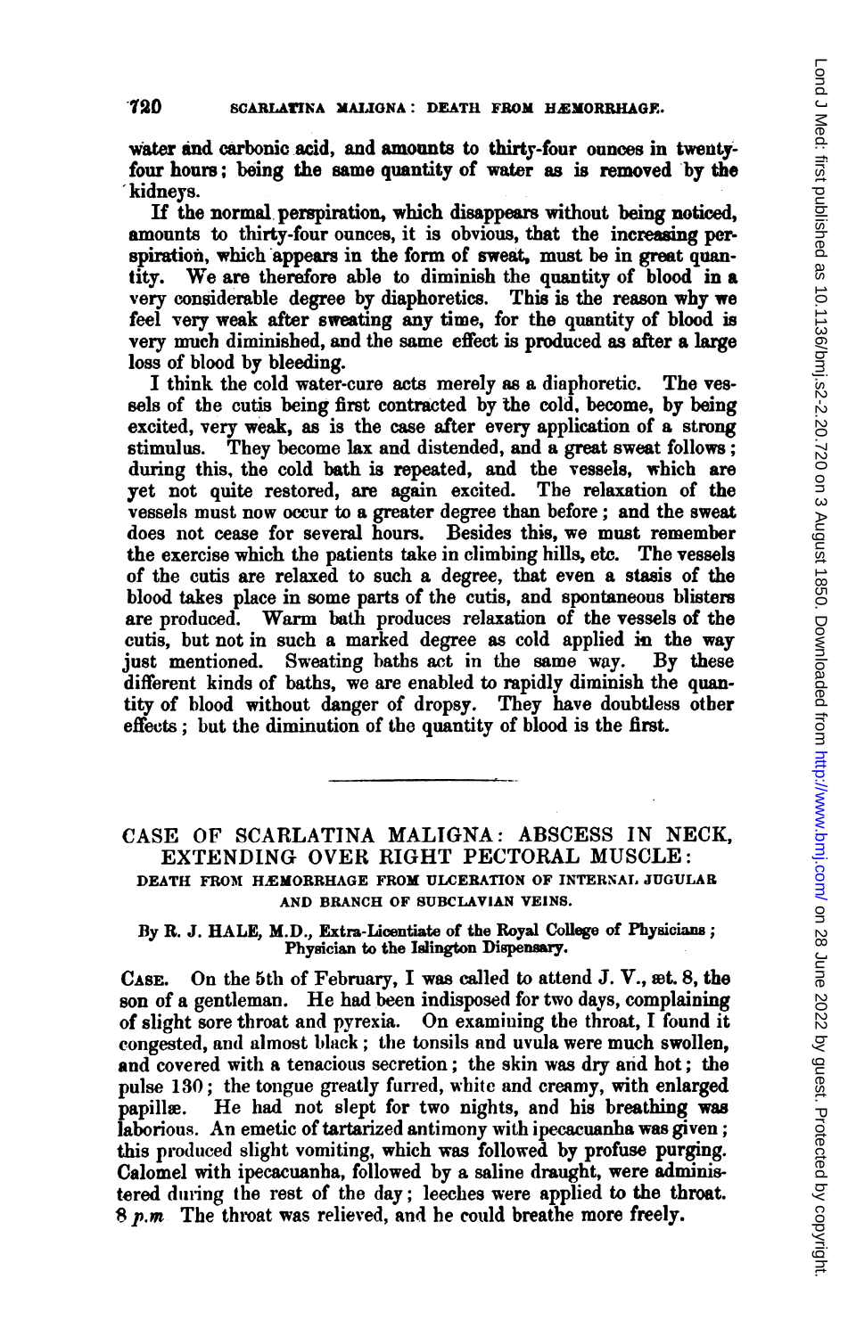water and carbonic acid, and amounts to thirty-four ounces in twenty-four hours; being the same quantity of water as is removed by the kidneys.

If the normal perspiration, which disappears without being noticed, amounts to thirty-four ounces, it is obvious, that the increasing perspiration, which appears in the form of sweat, must be in great quantity. We are therefore able to diminish the quantity of blood in a very considerable degree by diaphoretics. This is the reason why we feel very weak after sweating any time, for the quantity of blood is very much diminished, and the same effect is produced as after a large loss of blood by bleeding.

I think the cold water-cure acts merely as a diaphoretic. The vessels of the cutis being first contracted by the cold, become, by being excited, very weak, as is the case after every application of a strong stimulus. They become lax and distended, and a great sweat follows; during this, the cold bath is repeated, and the vessels, which are yet not quite restored, are again excited. The relaxation of the vessels must now occur to a greater degree than before; and the sweat does not cease for several hours. Besides this, we must remember the exercise which the patients take in climbing hills, etc. The vessels of the cutis are relaxed to such a degree, that even a stasis of the blood takes place in some parts of the cutis, and spontaneous blisters are produced. Warm bath produces relaxation of the vessels of the cutis, but not in such a marked degree as cold applied in the way just mentioned. Sweating baths act in the same way. By these different kinds of baths, we are enabled to rapidly diminish the quantity of blood without danger of dropsy. They have doubtless other effects; but the diminution of the quantity of blood is the first.

---

## CASE OF SCARLATINA MALIGNA: ABSCESS IN NECK, EXTENDING OVER RIGHT PECTORAL MUSCLE: DEATH FROM HÆMORRHAGE FROM ULCERATION OF INTERNAL JUGULAR AND BRANCH OF SUBCLAVIAN VEINS.

By R. J. HALE, M.D., Extra-Licentiate of the Royal College of Physicians; Physician to the Islington Dispensary.

CASE. On the 5th of February, I was called to attend J. V., æt. 8, the son of a gentleman. He had been indisposed for two days, complaining of slight sore throat and pyrexia. On examining the throat, I found it congested, and almost black; the tonsils and uvula were much swollen, and covered with a tenacious secretion; the skin was dry and hot; the pulse 130; the tongue greatly furred, white and creamy, with enlarged papillæ. He had not slept for two nights, and his breathing was laborious. An emetic of tartarized antimony with ipecacuanha was given; this produced slight vomiting, which was followed by profuse purging. Calomel with ipecacuanha, followed by a saline draught, were administered during the rest of the day; leeches were applied to the throat. 8 *p.m* The throat was relieved, and he could breathe more freely.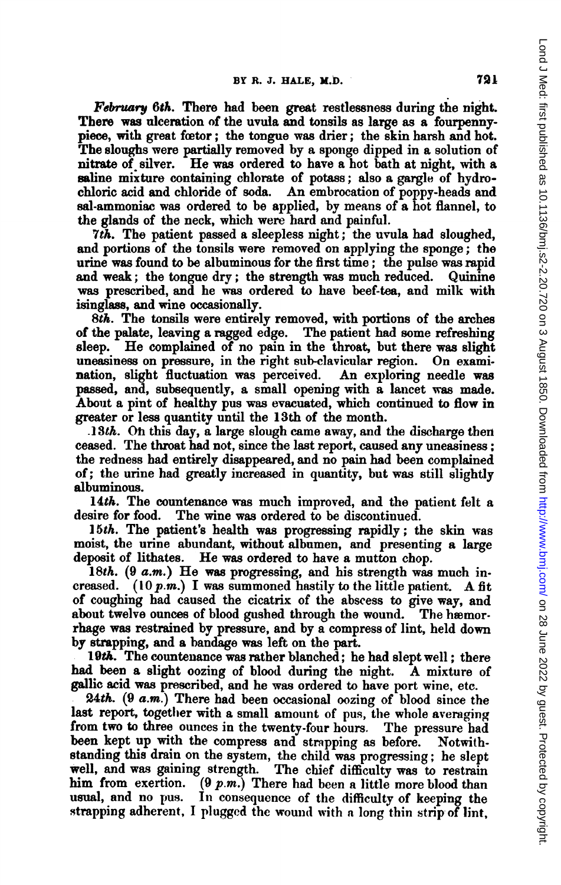*February 6th.* There had been great restlessness during the night. There was ulceration of the uvula and tonsils as large as a fourpenny-piece, with great fœtor; the tongue was drier; the skin harsh and hot. The sloughs were partially removed by a sponge dipped in a solution of nitrate of silver. He was ordered to have a hot bath at night, with a saline mixture containing chlorate of potass; also a gargle of hydrochloric acid and chloride of soda. An embrocation of poppy-heads and sal-ammoniac was ordered to be applied, by means of a hot flannel, to the glands of the neck, which were hard and painful.

*7th.* The patient passed a sleepless night; the uvula had sloughed, and portions of the tonsils were removed on applying the sponge; the urine was found to be albuminous for the first time; the pulse was rapid and weak; the tongue dry; the strength was much reduced. Quinine was prescribed, and he was ordered to have beef-tea, and milk with isinglass, and wine occasionally.

*8th.* The tonsils were entirely removed, with portions of the arches of the palate, leaving a ragged edge. The patient had some refreshing sleep. He complained of no pain in the throat, but there was slight uneasiness on pressure, in the right sub-clavicular region. On examination, slight fluctuation was perceived. An exploring needle was passed, and, subsequently, a small opening with a lancet was made. About a pint of healthy pus was evacuated, which continued to flow in greater or less quantity until the 13th of the month.

*13th.* On this day, a large slough came away, and the discharge then ceased. The throat had not, since the last report, caused any uneasiness; the redness had entirely disappeared, and no pain had been complained of; the urine had greatly increased in quantity, but was still slightly albuminous.

*14th.* The countenance was much improved, and the patient felt a desire for food. The wine was ordered to be discontinued.

*15th.* The patient's health was progressing rapidly; the skin was moist, the urine abundant, without albumen, and presenting a large deposit of lithates. He was ordered to have a mutton chop.

*18th.* (*9 a.m.*) He was progressing, and his strength was much increased. (*10 p.m.*) I was summoned hastily to the little patient. A fit of coughing had caused the cicatrix of the abscess to give way, and about twelve ounces of blood gushed through the wound. The hæmorrhage was restrained by pressure, and by a compress of lint, held down by strapping, and a bandage was left on the part.

*19th.* The countenance was rather blanched; he had slept well; there had been a slight oozing of blood during the night. A mixture of gallic acid was prescribed, and he was ordered to have port wine, etc.

*24th.* (*9 a.m.*) There had been occasional oozing of blood since the last report, together with a small amount of pus, the whole averaging from two to three ounces in the twenty-four hours. The pressure had been kept up with the compress and strapping as before. Notwithstanding this drain on the system, the child was progressing; he slept well, and was gaining strength. The chief difficulty was to restrain him from exertion. (*9 p.m.*) There had been a little more blood than usual, and no pus. In consequence of the difficulty of keeping the strapping adherent, I plugged the wound with a long thin strip of lint,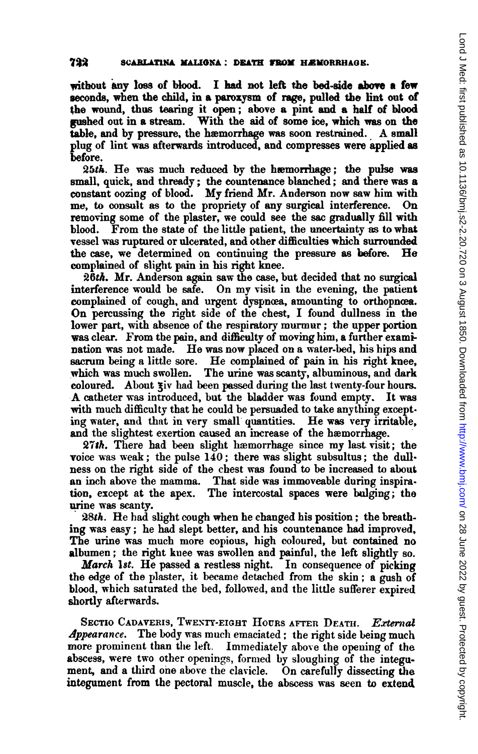without any loss of blood. I had not left the bed-side above a few seconds, when the child, in a paroxysm of rage, pulled the lint out of the wound, thus tearing it open; above a pint and a half of blood gushed out in a stream. With the aid of some ice, which was on the table, and by pressure, the hæmorrhage was soon restrained. A small plug of lint was afterwards introduced, and compresses were applied as before.

*25th.* He was much reduced by the hæmorrhage; the pulse was small, quick, and thready; the countenance blanched; and there was a constant oozing of blood. My friend Mr. Anderson now saw him with me, to consult as to the propriety of any surgical interference. On removing some of the plaster, we could see the sac gradually fill with blood. From the state of the little patient, the uncertainty as to what vessel was ruptured or ulcerated, and other difficulties which surrounded the case, we determined on continuing the pressure as before. He complained of slight pain in his right knee.

*26th.* Mr. Anderson again saw the case, but decided that no surgical interference would be safe. On my visit in the evening, the patient complained of cough, and urgent dyspnœa, amounting to orthopnœa. On percussing the right side of the chest, I found dullness in the lower part, with absence of the respiratory murmur; the upper portion was clear. From the pain, and difficulty of moving him, a further examination was not made. He was now placed on a water-bed, his hips and sacrum being a little sore. He complained of pain in his right knee, which was much swollen. The urine was scanty, albuminous, and dark coloured. About ℥iv had been passed during the last twenty-four hours. A catheter was introduced, but the bladder was found empty. It was with much difficulty that he could be persuaded to take anything excepting water, and that in very small quantities. He was very irritable, and the slightest exertion caused an increase of the hæmorrhage.

*27th.* There had been slight hæmorrhage since my last visit; the voice was weak; the pulse 140; there was slight subsultus; the dullness on the right side of the chest was found to be increased to about an inch above the mamma. That side was immoveable during inspiration, except at the apex. The intercostal spaces were bulging; the urine was scanty.

*28th.* He had slight cough when he changed his position; the breathing was easy; he had slept better, and his countenance had improved. The urine was much more copious, high coloured, but contained no albumen; the right knee was swollen and painful, the left slightly so.

*March 1st.* He passed a restless night. In consequence of picking the edge of the plaster, it became detached from the skin; a gush of blood, which saturated the bed, followed, and the little sufferer expired shortly afterwards.

Sectio Cadaveris, Twenty-eight Hours after Death. *External Appearance.* The body was much emaciated; the right side being much more prominent than the left. Immediately above the opening of the abscess, were two other openings, formed by sloughing of the integument, and a third one above the clavicle. On carefully dissecting the integument from the pectoral muscle, the abscess was seen to extend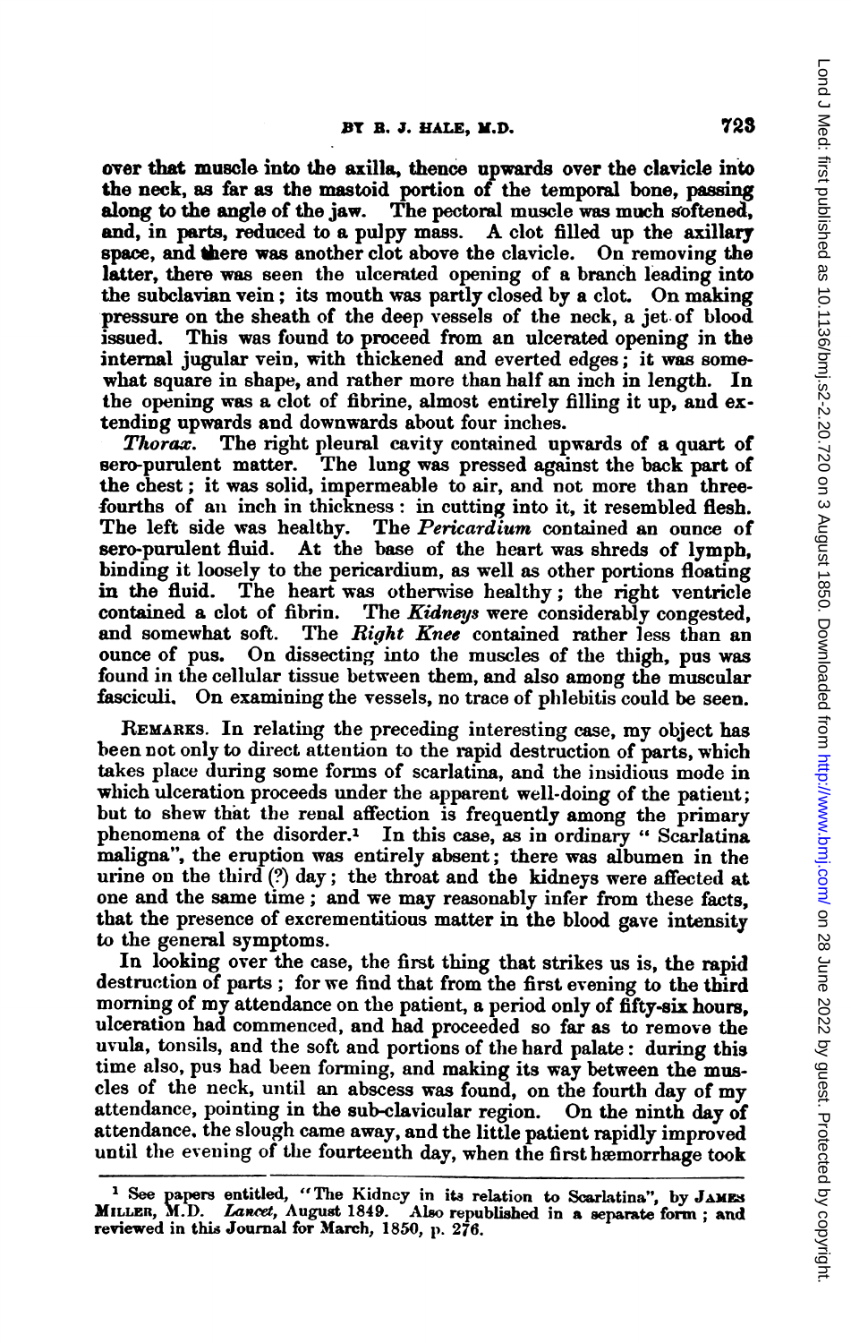over that muscle into the axilla, thence upwards over the clavicle into the neck, as far as the mastoid portion of the temporal bone, passing along to the angle of the jaw. The pectoral muscle was much softened, and, in parts, reduced to a pulpy mass. A clot filled up the axillary space, and there was another clot above the clavicle. On removing the latter, there was seen the ulcerated opening of a branch leading into the subclavian vein; its mouth was partly closed by a clot. On making pressure on the sheath of the deep vessels of the neck, a jet of blood issued. This was found to proceed from an ulcerated opening in the internal jugular vein, with thickened and everted edges; it was somewhat square in shape, and rather more than half an inch in length. In the opening was a clot of fibrine, almost entirely filling it up, and extending upwards and downwards about four inches.

*Thorax.* The right pleural cavity contained upwards of a quart of sero-purulent matter. The lung was pressed against the back part of the chest; it was solid, impermeable to air, and not more than three-fourths of an inch in thickness: in cutting into it, it resembled flesh. The left side was healthy. The *Pericardium* contained an ounce of sero-purulent fluid. At the base of the heart was shreds of lymph, binding it loosely to the pericardium, as well as other portions floating in the fluid. The heart was otherwise healthy; the right ventricle contained a clot of fibrin. The *Kidneys* were considerably congested, and somewhat soft. The *Right Knee* contained rather less than an ounce of pus. On dissecting into the muscles of the thigh, pus was found in the cellular tissue between them, and also among the muscular fasciculi. On examining the vessels, no trace of phlebitis could be seen.

REMARKS. In relating the preceding interesting case, my object has been not only to direct attention to the rapid destruction of parts, which takes place during some forms of scarlatina, and the insidious mode in which ulceration proceeds under the apparent well-doing of the patient; but to shew that the renal affection is frequently among the primary phenomena of the disorder.[1] In this case, as in ordinary "Scarlatina maligna", the eruption was entirely absent; there was albumen in the urine on the third (?) day; the throat and the kidneys were affected at one and the same time; and we may reasonably infer from these facts, that the presence of excrementitious matter in the blood gave intensity to the general symptoms.

In looking over the case, the first thing that strikes us is, the rapid destruction of parts; for we find that from the first evening to the third morning of my attendance on the patient, a period only of fifty-six hours, ulceration had commenced, and had proceeded so far as to remove the uvula, tonsils, and the soft and portions of the hard palate: during this time also, pus had been forming, and making its way between the muscles of the neck, until an abscess was found, on the fourth day of my attendance, pointing in the sub-clavicular region. On the ninth day of attendance, the slough came away, and the little patient rapidly improved until the evening of the fourteenth day, when the first hæmorrhage took

[1] See papers entitled, "The Kidney in its relation to Scarlatina", by JAMES MILLER, M.D. *Lancet*, August 1849. Also republished in a separate form; and reviewed in this Journal for March, 1850, p. 276.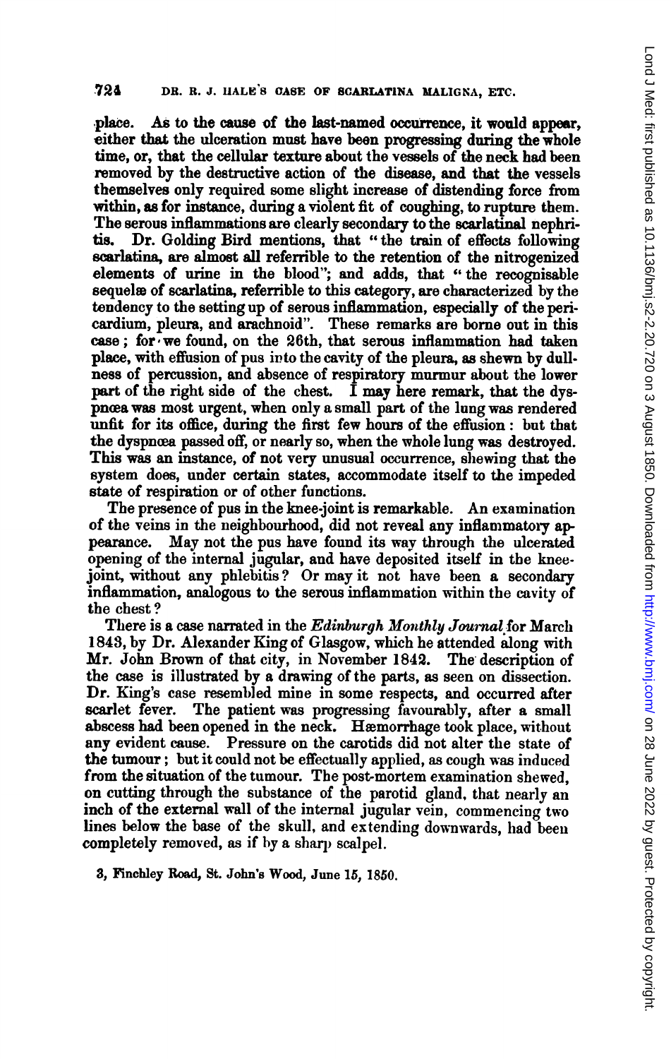place. As to the cause of the last-named occurrence, it would appear, either that the ulceration must have been progressing during the whole time, or, that the cellular texture about the vessels of the neck had been removed by the destructive action of the disease, and that the vessels themselves only required some slight increase of distending force from within, as for instance, during a violent fit of coughing, to rupture them. The serous inflammations are clearly secondary to the scarlatinal nephritis. Dr. Golding Bird mentions, that "the train of effects following scarlatina, are almost all referrible to the retention of the nitrogenized elements of urine in the blood"; and adds, that "the recognisable sequelæ of scarlatina, referrible to this category, are characterized by the tendency to the setting up of serous inflammation, especially of the pericardium, pleura, and arachnoid". These remarks are borne out in this case; for we found, on the 26th, that serous inflammation had taken place, with effusion of pus into the cavity of the pleura, as shewn by dullness of percussion, and absence of respiratory murmur about the lower part of the right side of the chest. I may here remark, that the dyspnœa was most urgent, when only a small part of the lung was rendered unfit for its office, during the first few hours of the effusion: but that the dyspnœa passed off, or nearly so, when the whole lung was destroyed. This was an instance, of not very unusual occurrence, shewing that the system does, under certain states, accommodate itself to the impeded state of respiration or of other functions.

The presence of pus in the knee-joint is remarkable. An examination of the veins in the neighbourhood, did not reveal any inflammatory appearance. May not the pus have found its way through the ulcerated opening of the internal jugular, and have deposited itself in the knee-joint, without any phlebitis? Or may it not have been a secondary inflammation, analogous to the serous inflammation within the cavity of the chest?

There is a case narrated in the *Edinburgh Monthly Journal* for March 1843, by Dr. Alexander King of Glasgow, which he attended along with Mr. John Brown of that city, in November 1842. The description of the case is illustrated by a drawing of the parts, as seen on dissection. Dr. King's case resembled mine in some respects, and occurred after scarlet fever. The patient was progressing favourably, after a small abscess had been opened in the neck. Hæmorrhage took place, without any evident cause. Pressure on the carotids did not alter the state of the tumour; but it could not be effectually applied, as cough was induced from the situation of the tumour. The post-mortem examination shewed, on cutting through the substance of the parotid gland, that nearly an inch of the external wall of the internal jugular vein, commencing two lines below the base of the skull, and extending downwards, had been completely removed, as if by a sharp scalpel.

3, Finchley Road, St. John's Wood, June 15, 1850.